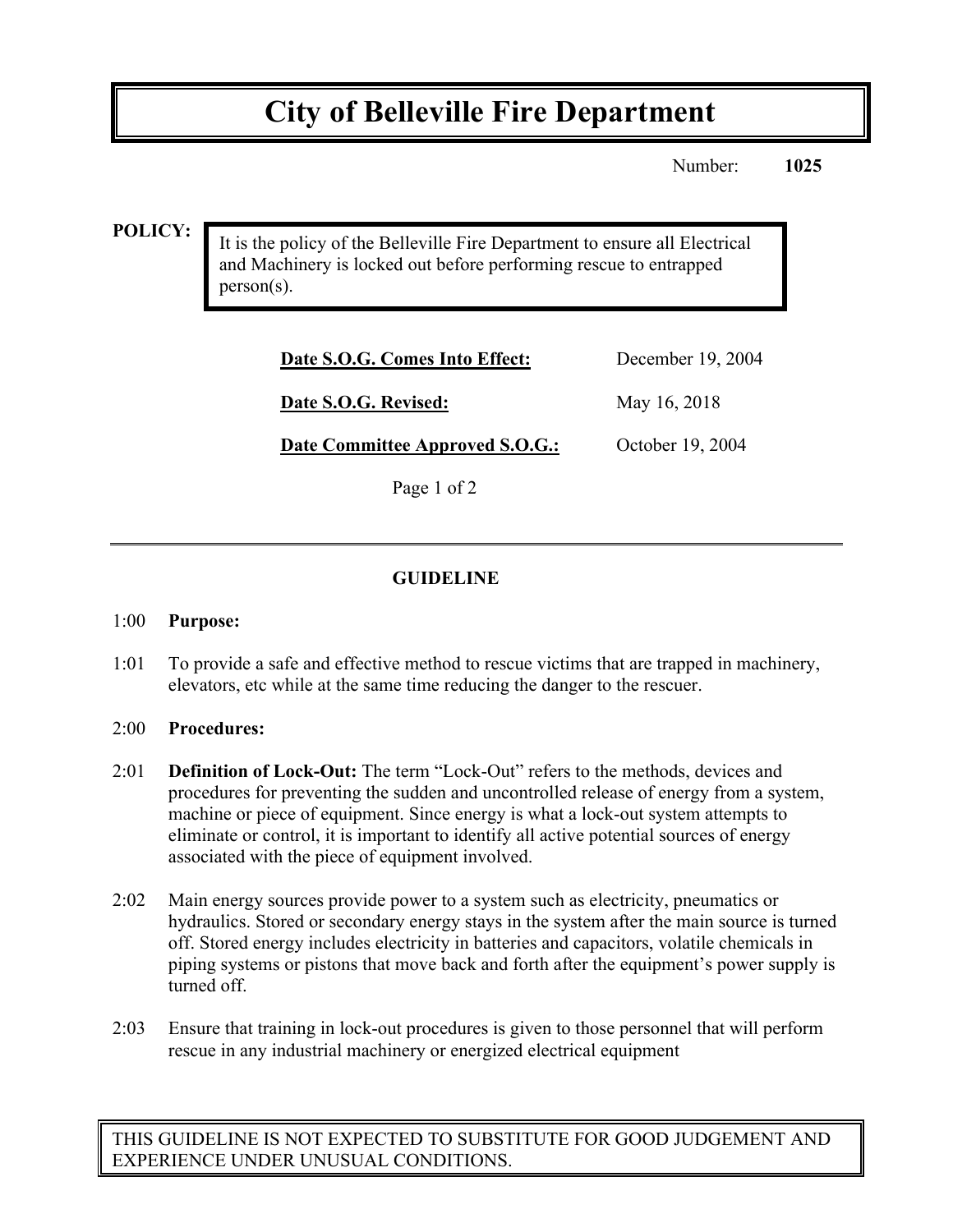# City of Belleville Fire Department

Number: **1025**

**POLICY:**

It is the policy of the Belleville Fire Department to ensure all Electrical and Machinery is locked out before performing rescue to entrapped person(s).

| | |
|---|---|
| **Date S.O.G. Comes Into Effect:** | December 19, 2004 |
| **Date S.O.G. Revised:** | May 16, 2018 |
| **Date Committee Approved S.O.G.:** | October 19, 2004 |

## GUIDELINE

1:00 **Purpose:**

1:01 To provide a safe and effective method to rescue victims that are trapped in machinery, elevators, etc while at the same time reducing the danger to the rescuer.

2:00 **Procedures:**

2:01 **Definition of Lock-Out:** The term "Lock-Out" refers to the methods, devices and procedures for preventing the sudden and uncontrolled release of energy from a system, machine or piece of equipment. Since energy is what a lock-out system attempts to eliminate or control, it is important to identify all active potential sources of energy associated with the piece of equipment involved.

2:02 Main energy sources provide power to a system such as electricity, pneumatics or hydraulics. Stored or secondary energy stays in the system after the main source is turned off. Stored energy includes electricity in batteries and capacitors, volatile chemicals in piping systems or pistons that move back and forth after the equipment's power supply is turned off.

2:03 Ensure that training in lock-out procedures is given to those personnel that will perform rescue in any industrial machinery or energized electrical equipment

THIS GUIDELINE IS NOT EXPECTED TO SUBSTITUTE FOR GOOD JUDGEMENT AND EXPERIENCE UNDER UNUSUAL CONDITIONS.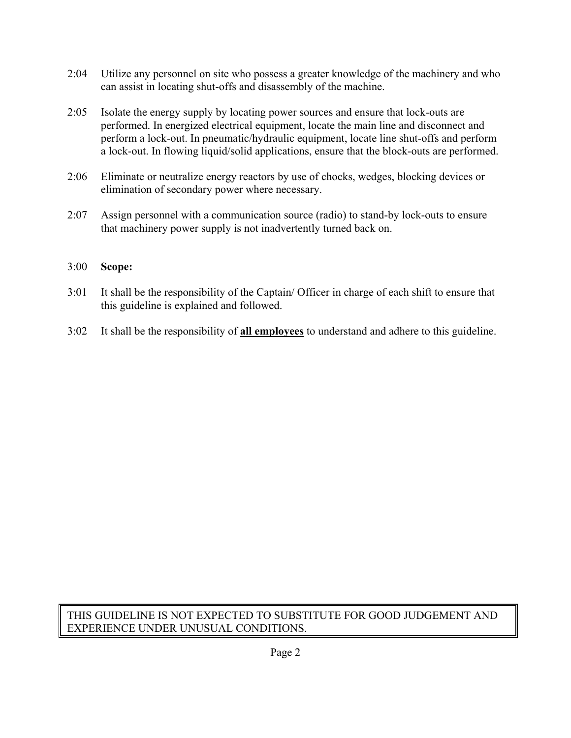2:04 Utilize any personnel on site who possess a greater knowledge of the machinery and who can assist in locating shut-offs and disassembly of the machine.

2:05 Isolate the energy supply by locating power sources and ensure that lock-outs are performed. In energized electrical equipment, locate the main line and disconnect and perform a lock-out. In pneumatic/hydraulic equipment, locate line shut-offs and perform a lock-out. In flowing liquid/solid applications, ensure that the block-outs are performed.

2:06 Eliminate or neutralize energy reactors by use of chocks, wedges, blocking devices or elimination of secondary power where necessary.

2:07 Assign personnel with a communication source (radio) to stand-by lock-outs to ensure that machinery power supply is not inadvertently turned back on.

3:00 **Scope:**

3:01 It shall be the responsibility of the Captain/ Officer in charge of each shift to ensure that this guideline is explained and followed.

3:02 It shall be the responsibility of **<u>all employees</u>** to understand and adhere to this guideline.

THIS GUIDELINE IS NOT EXPECTED TO SUBSTITUTE FOR GOOD JUDGEMENT AND EXPERIENCE UNDER UNUSUAL CONDITIONS.